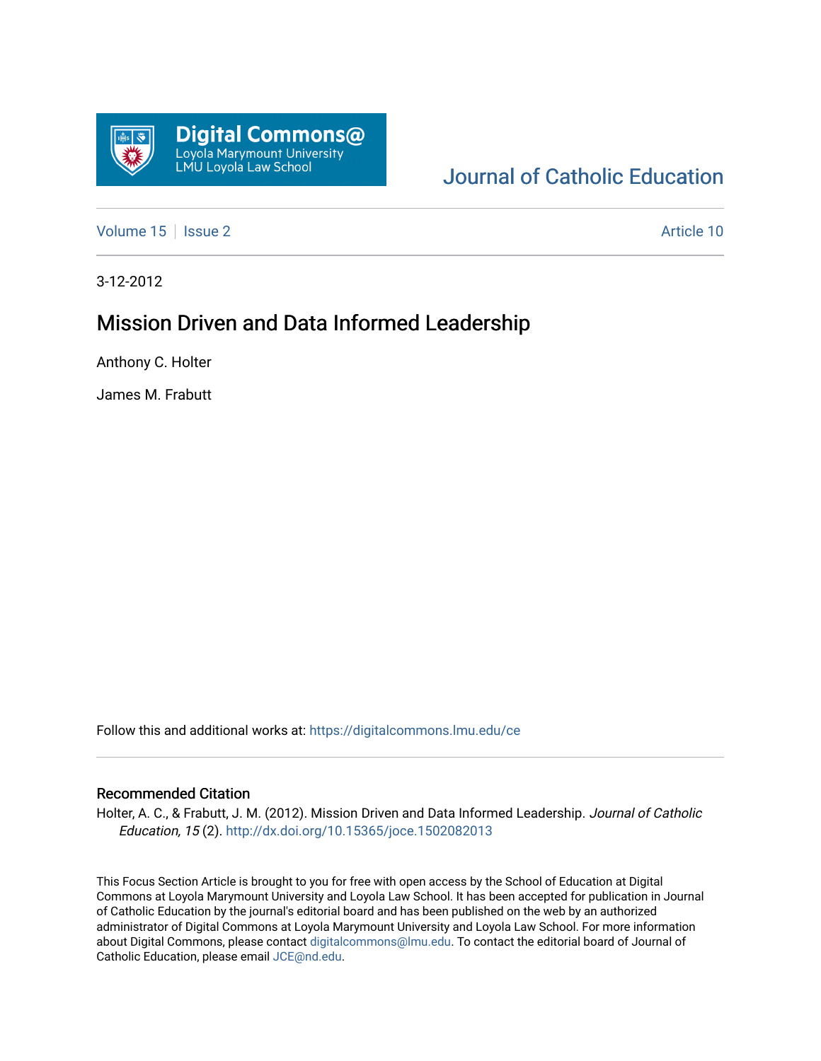Digital Commons@
Loyola Marymount University
LMU Loyola Law School

Journal of Catholic Education

Volume 15 | Issue 2 Article 10

3-12-2012

# Mission Driven and Data Informed Leadership

Anthony C. Holter

James M. Frabutt

Follow this and additional works at: https://digitalcommons.lmu.edu/ce

## Recommended Citation

Holter, A. C., & Frabutt, J. M. (2012). Mission Driven and Data Informed Leadership. *Journal of Catholic Education, 15* (2). http://dx.doi.org/10.15365/joce.1502082013

This Focus Section Article is brought to you for free with open access by the School of Education at Digital Commons at Loyola Marymount University and Loyola Law School. It has been accepted for publication in Journal of Catholic Education by the journal's editorial board and has been published on the web by an authorized administrator of Digital Commons at Loyola Marymount University and Loyola Law School. For more information about Digital Commons, please contact digitalcommons@lmu.edu. To contact the editorial board of Journal of Catholic Education, please email JCE@nd.edu.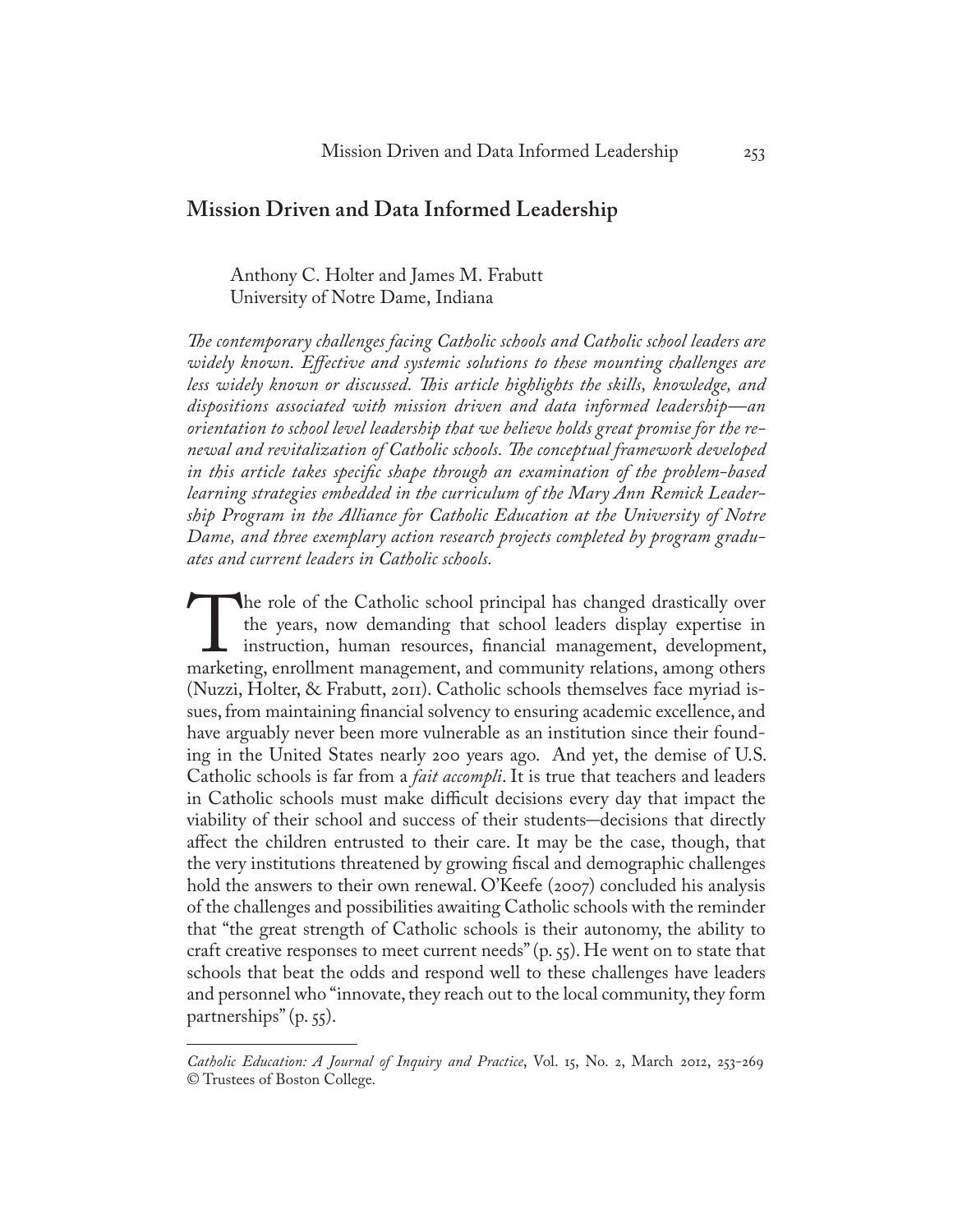## Mission Driven and Data Informed Leadership

Anthony C. Holter and James M. Frabutt
University of Notre Dame, Indiana

*The contemporary challenges facing Catholic schools and Catholic school leaders are widely known. Effective and systemic solutions to these mounting challenges are less widely known or discussed. This article highlights the skills, knowledge, and dispositions associated with mission driven and data informed leadership—an orientation to school level leadership that we believe holds great promise for the renewal and revitalization of Catholic schools. The conceptual framework developed in this article takes specific shape through an examination of the problem-based learning strategies embedded in the curriculum of the Mary Ann Remick Leadership Program in the Alliance for Catholic Education at the University of Notre Dame, and three exemplary action research projects completed by program graduates and current leaders in Catholic schools.*

The role of the Catholic school principal has changed drastically over the years, now demanding that school leaders display expertise in instruction, human resources, financial management, development, marketing, enrollment management, and community relations, among others (Nuzzi, Holter, & Frabutt, 2011). Catholic schools themselves face myriad issues, from maintaining financial solvency to ensuring academic excellence, and have arguably never been more vulnerable as an institution since their founding in the United States nearly 200 years ago. And yet, the demise of U.S. Catholic schools is far from a *fait accompli*. It is true that teachers and leaders in Catholic schools must make difficult decisions every day that impact the viability of their school and success of their students—decisions that directly affect the children entrusted to their care. It may be the case, though, that the very institutions threatened by growing fiscal and demographic challenges hold the answers to their own renewal. O'Keefe (2007) concluded his analysis of the challenges and possibilities awaiting Catholic schools with the reminder that "the great strength of Catholic schools is their autonomy, the ability to craft creative responses to meet current needs" (p. 55). He went on to state that schools that beat the odds and respond well to these challenges have leaders and personnel who "innovate, they reach out to the local community, they form partnerships" (p. 55).

---

*Catholic Education: A Journal of Inquiry and Practice*, Vol. 15, No. 2, March 2012, 253-269
© Trustees of Boston College.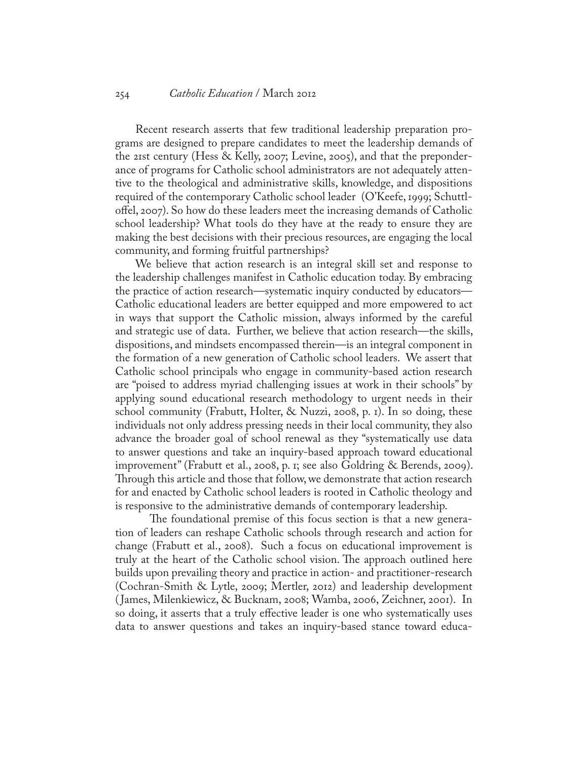Recent research asserts that few traditional leadership preparation programs are designed to prepare candidates to meet the leadership demands of the 21st century (Hess & Kelly, 2007; Levine, 2005), and that the preponderance of programs for Catholic school administrators are not adequately attentive to the theological and administrative skills, knowledge, and dispositions required of the contemporary Catholic school leader (O'Keefe, 1999; Schuttloffel, 2007). So how do these leaders meet the increasing demands of Catholic school leadership? What tools do they have at the ready to ensure they are making the best decisions with their precious resources, are engaging the local community, and forming fruitful partnerships?

We believe that action research is an integral skill set and response to the leadership challenges manifest in Catholic education today. By embracing the practice of action research—systematic inquiry conducted by educators—Catholic educational leaders are better equipped and more empowered to act in ways that support the Catholic mission, always informed by the careful and strategic use of data. Further, we believe that action research—the skills, dispositions, and mindsets encompassed therein—is an integral component in the formation of a new generation of Catholic school leaders. We assert that Catholic school principals who engage in community-based action research are "poised to address myriad challenging issues at work in their schools" by applying sound educational research methodology to urgent needs in their school community (Frabutt, Holter, & Nuzzi, 2008, p. 1). In so doing, these individuals not only address pressing needs in their local community, they also advance the broader goal of school renewal as they "systematically use data to answer questions and take an inquiry-based approach toward educational improvement" (Frabutt et al., 2008, p. 1; see also Goldring & Berends, 2009). Through this article and those that follow, we demonstrate that action research for and enacted by Catholic school leaders is rooted in Catholic theology and is responsive to the administrative demands of contemporary leadership.

The foundational premise of this focus section is that a new generation of leaders can reshape Catholic schools through research and action for change (Frabutt et al., 2008). Such a focus on educational improvement is truly at the heart of the Catholic school vision. The approach outlined here builds upon prevailing theory and practice in action- and practitioner-research (Cochran-Smith & Lytle, 2009; Mertler, 2012) and leadership development (James, Milenkiewicz, & Bucknam, 2008; Wamba, 2006, Zeichner, 2001). In so doing, it asserts that a truly effective leader is one who systematically uses data to answer questions and takes an inquiry-based stance toward educa-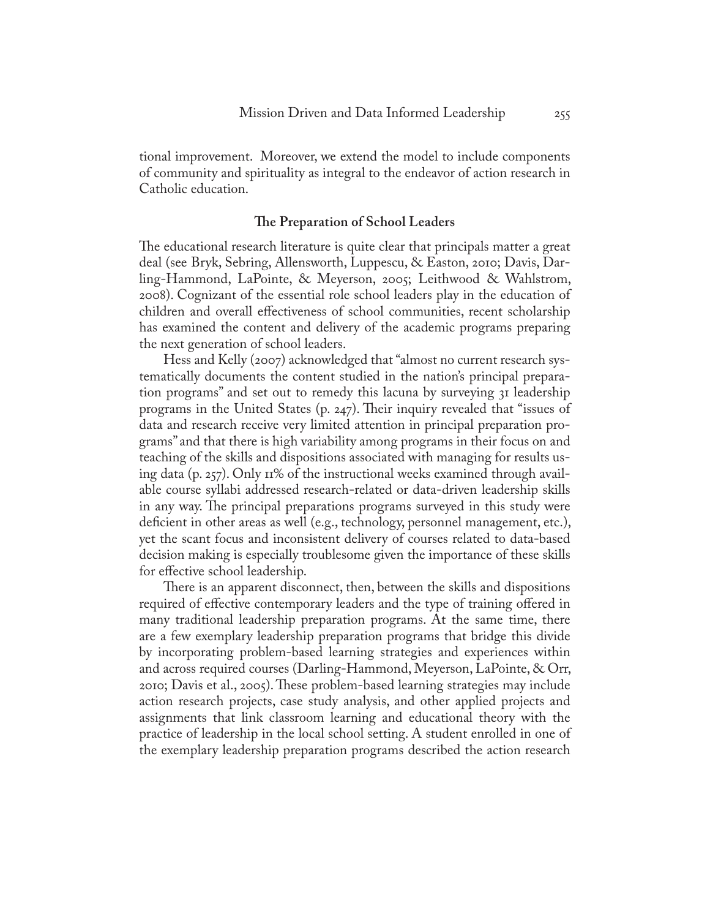tional improvement. Moreover, we extend the model to include components of community and spirituality as integral to the endeavor of action research in Catholic education.

## The Preparation of School Leaders

The educational research literature is quite clear that principals matter a great deal (see Bryk, Sebring, Allensworth, Luppescu, & Easton, 2010; Davis, Darling-Hammond, LaPointe, & Meyerson, 2005; Leithwood & Wahlstrom, 2008). Cognizant of the essential role school leaders play in the education of children and overall effectiveness of school communities, recent scholarship has examined the content and delivery of the academic programs preparing the next generation of school leaders.

Hess and Kelly (2007) acknowledged that "almost no current research systematically documents the content studied in the nation's principal preparation programs" and set out to remedy this lacuna by surveying 31 leadership programs in the United States (p. 247). Their inquiry revealed that "issues of data and research receive very limited attention in principal preparation programs" and that there is high variability among programs in their focus on and teaching of the skills and dispositions associated with managing for results using data (p. 257). Only 11% of the instructional weeks examined through available course syllabi addressed research-related or data-driven leadership skills in any way. The principal preparations programs surveyed in this study were deficient in other areas as well (e.g., technology, personnel management, etc.), yet the scant focus and inconsistent delivery of courses related to data-based decision making is especially troublesome given the importance of these skills for effective school leadership.

There is an apparent disconnect, then, between the skills and dispositions required of effective contemporary leaders and the type of training offered in many traditional leadership preparation programs. At the same time, there are a few exemplary leadership preparation programs that bridge this divide by incorporating problem-based learning strategies and experiences within and across required courses (Darling-Hammond, Meyerson, LaPointe, & Orr, 2010; Davis et al., 2005). These problem-based learning strategies may include action research projects, case study analysis, and other applied projects and assignments that link classroom learning and educational theory with the practice of leadership in the local school setting. A student enrolled in one of the exemplary leadership preparation programs described the action research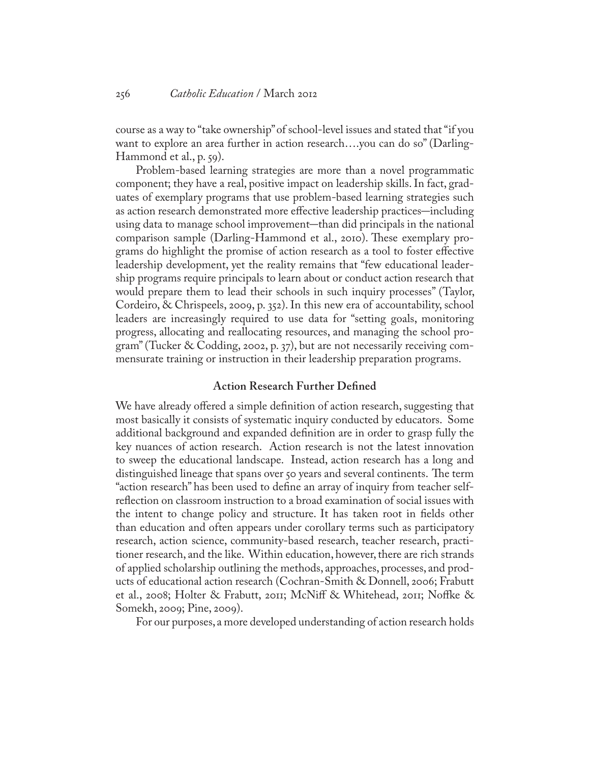course as a way to "take ownership" of school-level issues and stated that "if you want to explore an area further in action research….you can do so" (Darling-Hammond et al., p. 59).

Problem-based learning strategies are more than a novel programmatic component; they have a real, positive impact on leadership skills. In fact, graduates of exemplary programs that use problem-based learning strategies such as action research demonstrated more effective leadership practices—including using data to manage school improvement—than did principals in the national comparison sample (Darling-Hammond et al., 2010). These exemplary programs do highlight the promise of action research as a tool to foster effective leadership development, yet the reality remains that "few educational leadership programs require principals to learn about or conduct action research that would prepare them to lead their schools in such inquiry processes" (Taylor, Cordeiro, & Chrispeels, 2009, p. 352). In this new era of accountability, school leaders are increasingly required to use data for "setting goals, monitoring progress, allocating and reallocating resources, and managing the school program" (Tucker & Codding, 2002, p. 37), but are not necessarily receiving commensurate training or instruction in their leadership preparation programs.

## Action Research Further Defined

We have already offered a simple definition of action research, suggesting that most basically it consists of systematic inquiry conducted by educators. Some additional background and expanded definition are in order to grasp fully the key nuances of action research. Action research is not the latest innovation to sweep the educational landscape. Instead, action research has a long and distinguished lineage that spans over 50 years and several continents. The term "action research" has been used to define an array of inquiry from teacher self-reflection on classroom instruction to a broad examination of social issues with the intent to change policy and structure. It has taken root in fields other than education and often appears under corollary terms such as participatory research, action science, community-based research, teacher research, practitioner research, and the like. Within education, however, there are rich strands of applied scholarship outlining the methods, approaches, processes, and products of educational action research (Cochran-Smith & Donnell, 2006; Frabutt et al., 2008; Holter & Frabutt, 2011; McNiff & Whitehead, 2011; Noffke & Somekh, 2009; Pine, 2009).

For our purposes, a more developed understanding of action research holds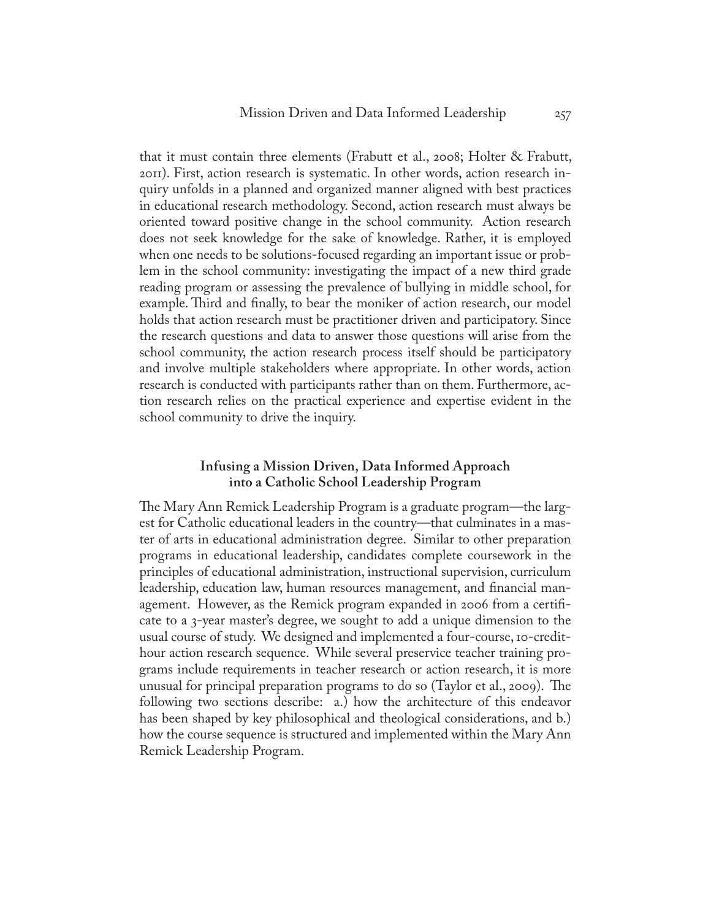that it must contain three elements (Frabutt et al., 2008; Holter & Frabutt, 2011). First, action research is systematic. In other words, action research inquiry unfolds in a planned and organized manner aligned with best practices in educational research methodology. Second, action research must always be oriented toward positive change in the school community. Action research does not seek knowledge for the sake of knowledge. Rather, it is employed when one needs to be solutions-focused regarding an important issue or problem in the school community: investigating the impact of a new third grade reading program or assessing the prevalence of bullying in middle school, for example. Third and finally, to bear the moniker of action research, our model holds that action research must be practitioner driven and participatory. Since the research questions and data to answer those questions will arise from the school community, the action research process itself should be participatory and involve multiple stakeholders where appropriate. In other words, action research is conducted with participants rather than on them. Furthermore, action research relies on the practical experience and expertise evident in the school community to drive the inquiry.

## Infusing a Mission Driven, Data Informed Approach into a Catholic School Leadership Program

The Mary Ann Remick Leadership Program is a graduate program—the largest for Catholic educational leaders in the country—that culminates in a master of arts in educational administration degree. Similar to other preparation programs in educational leadership, candidates complete coursework in the principles of educational administration, instructional supervision, curriculum leadership, education law, human resources management, and financial management. However, as the Remick program expanded in 2006 from a certificate to a 3-year master's degree, we sought to add a unique dimension to the usual course of study. We designed and implemented a four-course, 10-credit-hour action research sequence. While several preservice teacher training programs include requirements in teacher research or action research, it is more unusual for principal preparation programs to do so (Taylor et al., 2009). The following two sections describe: a.) how the architecture of this endeavor has been shaped by key philosophical and theological considerations, and b.) how the course sequence is structured and implemented within the Mary Ann Remick Leadership Program.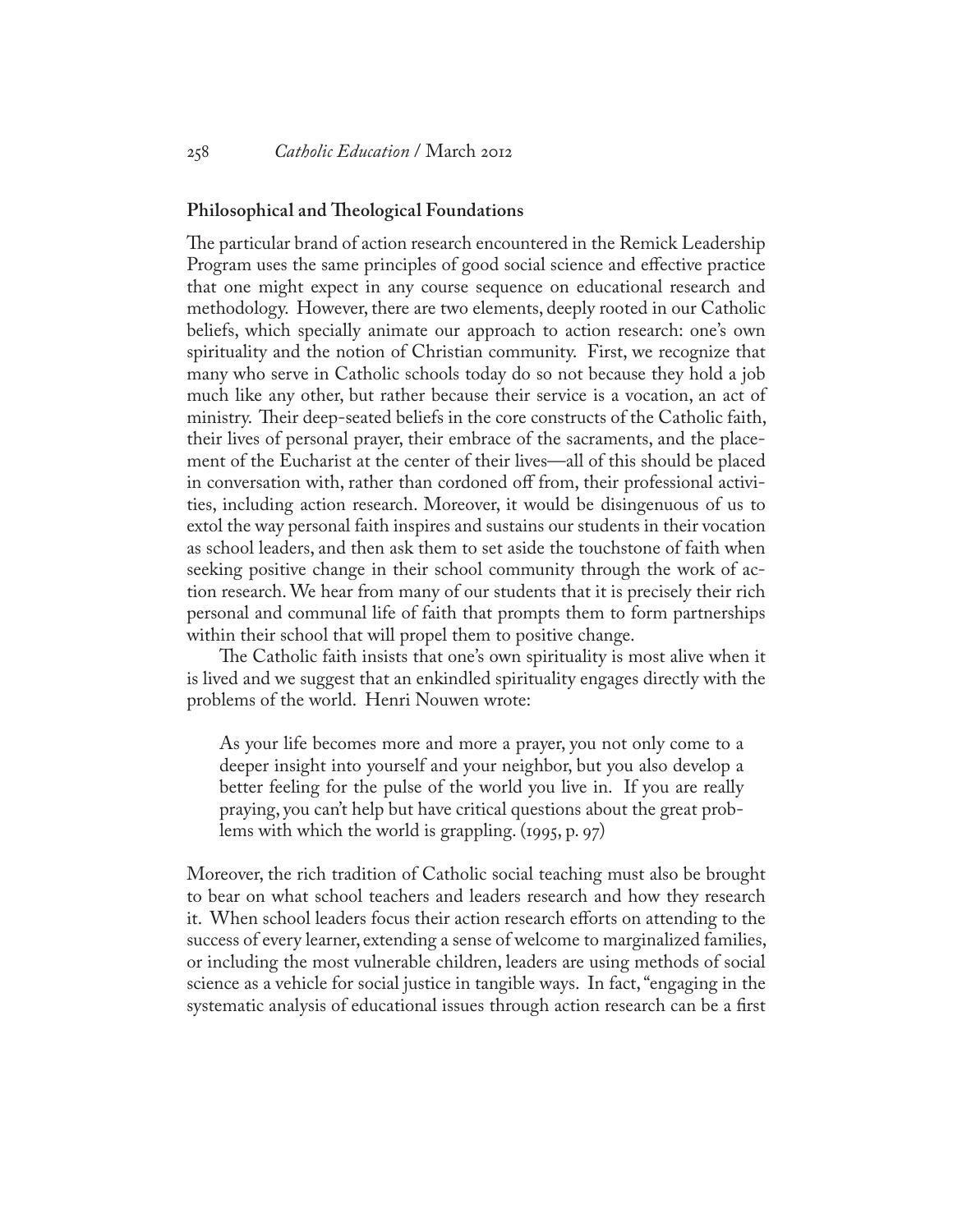## Philosophical and Theological Foundations

The particular brand of action research encountered in the Remick Leadership Program uses the same principles of good social science and effective practice that one might expect in any course sequence on educational research and methodology. However, there are two elements, deeply rooted in our Catholic beliefs, which specially animate our approach to action research: one's own spirituality and the notion of Christian community. First, we recognize that many who serve in Catholic schools today do so not because they hold a job much like any other, but rather because their service is a vocation, an act of ministry. Their deep-seated beliefs in the core constructs of the Catholic faith, their lives of personal prayer, their embrace of the sacraments, and the placement of the Eucharist at the center of their lives—all of this should be placed in conversation with, rather than cordoned off from, their professional activities, including action research. Moreover, it would be disingenuous of us to extol the way personal faith inspires and sustains our students in their vocation as school leaders, and then ask them to set aside the touchstone of faith when seeking positive change in their school community through the work of action research. We hear from many of our students that it is precisely their rich personal and communal life of faith that prompts them to form partnerships within their school that will propel them to positive change.

The Catholic faith insists that one's own spirituality is most alive when it is lived and we suggest that an enkindled spirituality engages directly with the problems of the world. Henri Nouwen wrote:

> As your life becomes more and more a prayer, you not only come to a deeper insight into yourself and your neighbor, but you also develop a better feeling for the pulse of the world you live in. If you are really praying, you can't help but have critical questions about the great problems with which the world is grappling. (1995, p. 97)

Moreover, the rich tradition of Catholic social teaching must also be brought to bear on what school teachers and leaders research and how they research it. When school leaders focus their action research efforts on attending to the success of every learner, extending a sense of welcome to marginalized families, or including the most vulnerable children, leaders are using methods of social science as a vehicle for social justice in tangible ways. In fact, "engaging in the systematic analysis of educational issues through action research can be a first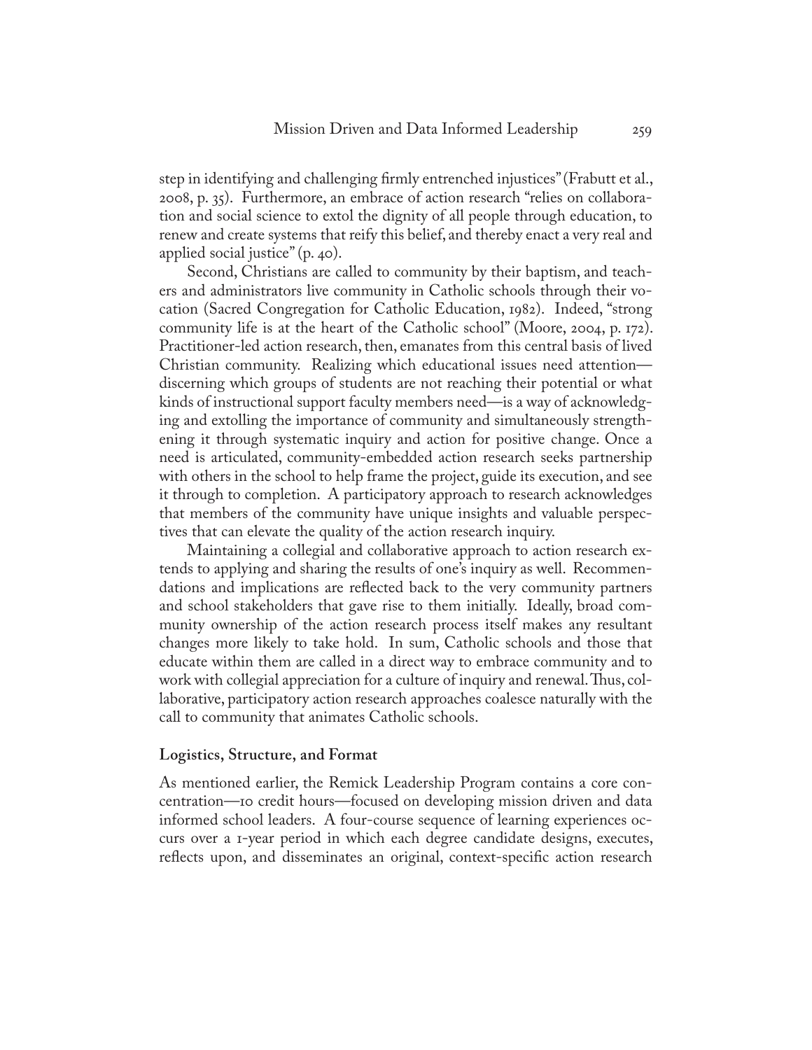step in identifying and challenging firmly entrenched injustices" (Frabutt et al., 2008, p. 35). Furthermore, an embrace of action research "relies on collaboration and social science to extol the dignity of all people through education, to renew and create systems that reify this belief, and thereby enact a very real and applied social justice" (p. 40).

Second, Christians are called to community by their baptism, and teachers and administrators live community in Catholic schools through their vocation (Sacred Congregation for Catholic Education, 1982). Indeed, "strong community life is at the heart of the Catholic school" (Moore, 2004, p. 172). Practitioner-led action research, then, emanates from this central basis of lived Christian community. Realizing which educational issues need attention—discerning which groups of students are not reaching their potential or what kinds of instructional support faculty members need—is a way of acknowledging and extolling the importance of community and simultaneously strengthening it through systematic inquiry and action for positive change. Once a need is articulated, community-embedded action research seeks partnership with others in the school to help frame the project, guide its execution, and see it through to completion. A participatory approach to research acknowledges that members of the community have unique insights and valuable perspectives that can elevate the quality of the action research inquiry.

Maintaining a collegial and collaborative approach to action research extends to applying and sharing the results of one's inquiry as well. Recommendations and implications are reflected back to the very community partners and school stakeholders that gave rise to them initially. Ideally, broad community ownership of the action research process itself makes any resultant changes more likely to take hold. In sum, Catholic schools and those that educate within them are called in a direct way to embrace community and to work with collegial appreciation for a culture of inquiry and renewal. Thus, collaborative, participatory action research approaches coalesce naturally with the call to community that animates Catholic schools.

### Logistics, Structure, and Format

As mentioned earlier, the Remick Leadership Program contains a core concentration—10 credit hours—focused on developing mission driven and data informed school leaders. A four-course sequence of learning experiences occurs over a 1-year period in which each degree candidate designs, executes, reflects upon, and disseminates an original, context-specific action research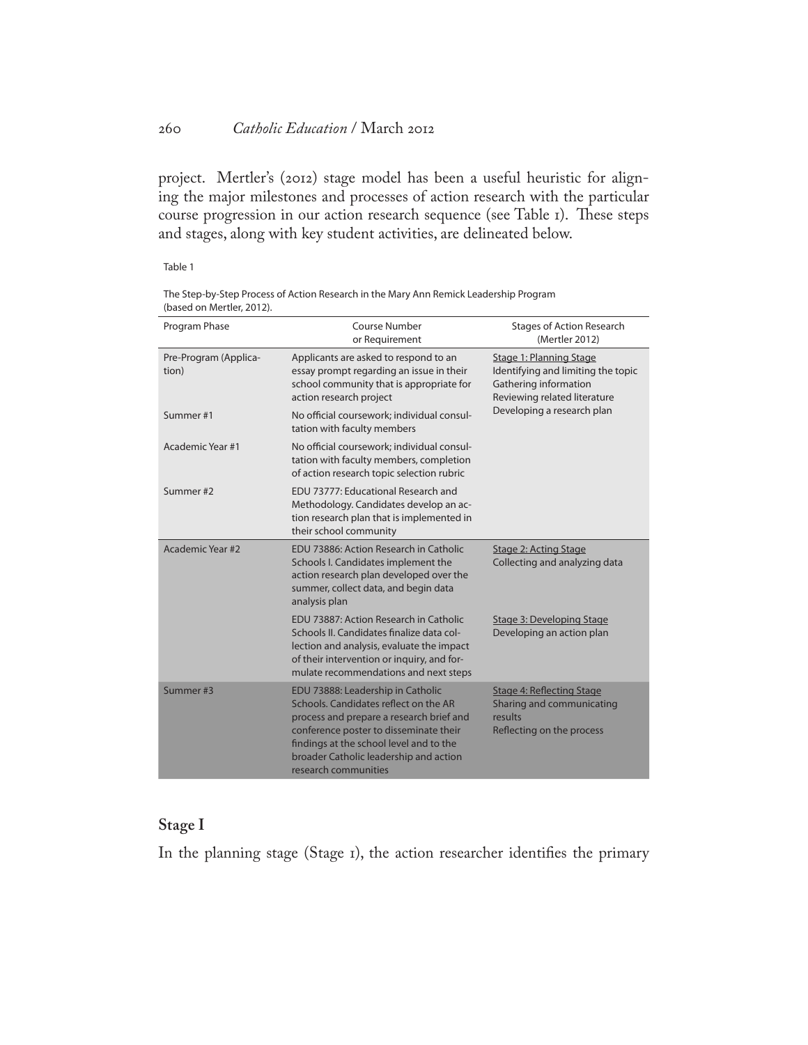project. Mertler's (2012) stage model has been a useful heuristic for aligning the major milestones and processes of action research with the particular course progression in our action research sequence (see Table 1). These steps and stages, along with key student activities, are delineated below.

Table 1

The Step-by-Step Process of Action Research in the Mary Ann Remick Leadership Program (based on Mertler, 2012).

| Program Phase | Course Number or Requirement | Stages of Action Research (Mertler 2012) |
|---|---|---|
| Pre-Program (Application) | Applicants are asked to respond to an essay prompt regarding an issue in their school community that is appropriate for action research project | Stage 1: Planning Stage<br>Identifying and limiting the topic<br>Gathering information<br>Reviewing related literature<br>Developing a research plan |
| Summer #1 | No official coursework; individual consultation with faculty members | |
| Academic Year #1 | No official coursework; individual consultation with faculty members, completion of action research topic selection rubric | |
| Summer #2 | EDU 73777: Educational Research and Methodology. Candidates develop an action research plan that is implemented in their school community | |
| Academic Year #2 | EDU 73886: Action Research in Catholic Schools I. Candidates implement the action research plan developed over the summer, collect data, and begin data analysis plan | Stage 2: Acting Stage<br>Collecting and analyzing data |
| | EDU 73887: Action Research in Catholic Schools II. Candidates finalize data collection and analysis, evaluate the impact of their intervention or inquiry, and formulate recommendations and next steps | Stage 3: Developing Stage<br>Developing an action plan |
| Summer #3 | EDU 73888: Leadership in Catholic Schools. Candidates reflect on the AR process and prepare a research brief and conference poster to disseminate their findings at the school level and to the broader Catholic leadership and action research communities | Stage 4: Reflecting Stage<br>Sharing and communicating results<br>Reflecting on the process |

## Stage I

In the planning stage (Stage 1), the action researcher identifies the primary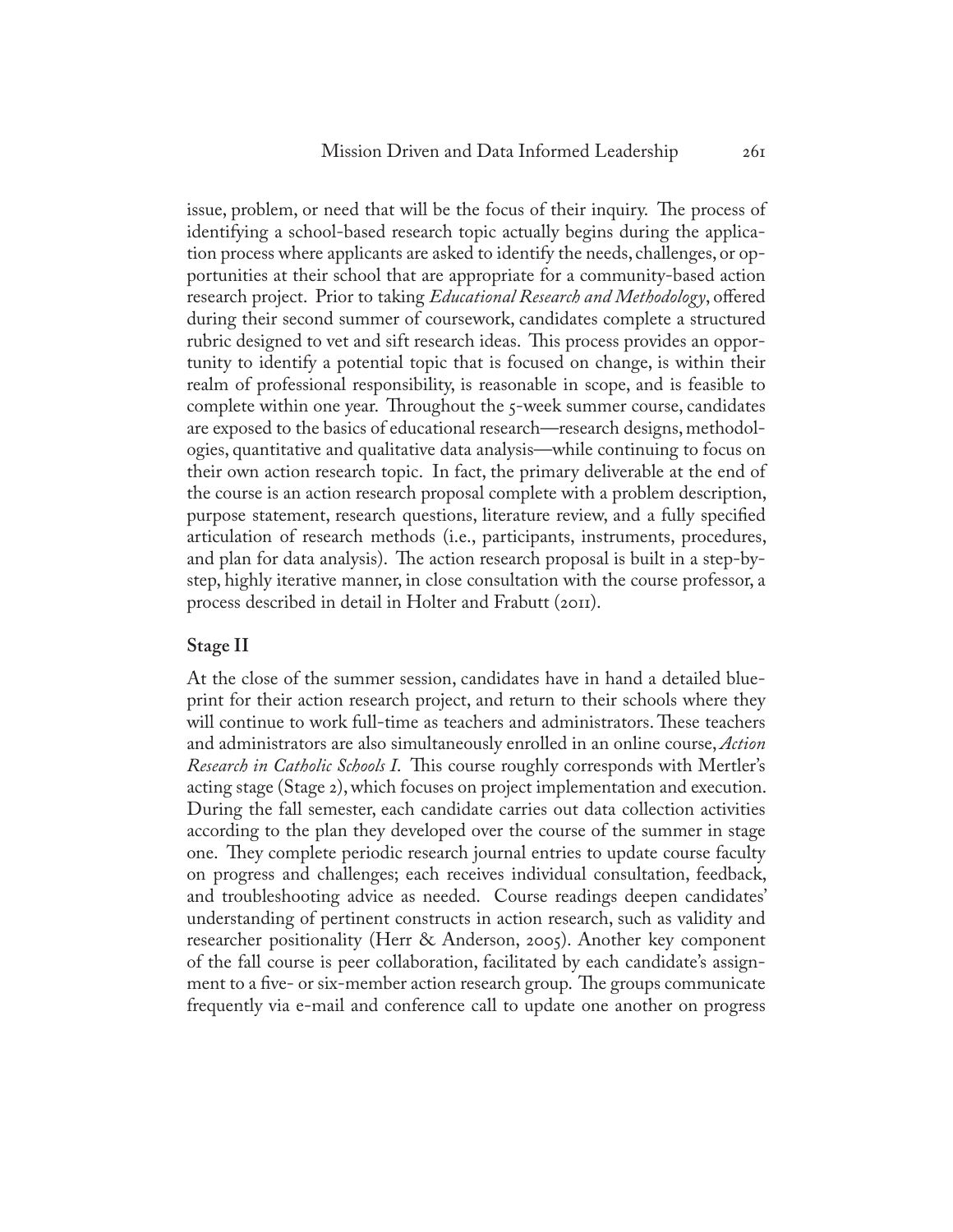issue, problem, or need that will be the focus of their inquiry. The process of identifying a school-based research topic actually begins during the application process where applicants are asked to identify the needs, challenges, or opportunities at their school that are appropriate for a community-based action research project. Prior to taking *Educational Research and Methodology*, offered during their second summer of coursework, candidates complete a structured rubric designed to vet and sift research ideas. This process provides an opportunity to identify a potential topic that is focused on change, is within their realm of professional responsibility, is reasonable in scope, and is feasible to complete within one year. Throughout the 5-week summer course, candidates are exposed to the basics of educational research—research designs, methodologies, quantitative and qualitative data analysis—while continuing to focus on their own action research topic. In fact, the primary deliverable at the end of the course is an action research proposal complete with a problem description, purpose statement, research questions, literature review, and a fully specified articulation of research methods (i.e., participants, instruments, procedures, and plan for data analysis). The action research proposal is built in a step-by-step, highly iterative manner, in close consultation with the course professor, a process described in detail in Holter and Frabutt (2011).

### Stage II

At the close of the summer session, candidates have in hand a detailed blueprint for their action research project, and return to their schools where they will continue to work full-time as teachers and administrators. These teachers and administrators are also simultaneously enrolled in an online course, *Action Research in Catholic Schools I*. This course roughly corresponds with Mertler's acting stage (Stage 2), which focuses on project implementation and execution. During the fall semester, each candidate carries out data collection activities according to the plan they developed over the course of the summer in stage one. They complete periodic research journal entries to update course faculty on progress and challenges; each receives individual consultation, feedback, and troubleshooting advice as needed. Course readings deepen candidates' understanding of pertinent constructs in action research, such as validity and researcher positionality (Herr & Anderson, 2005). Another key component of the fall course is peer collaboration, facilitated by each candidate's assignment to a five- or six-member action research group. The groups communicate frequently via e-mail and conference call to update one another on progress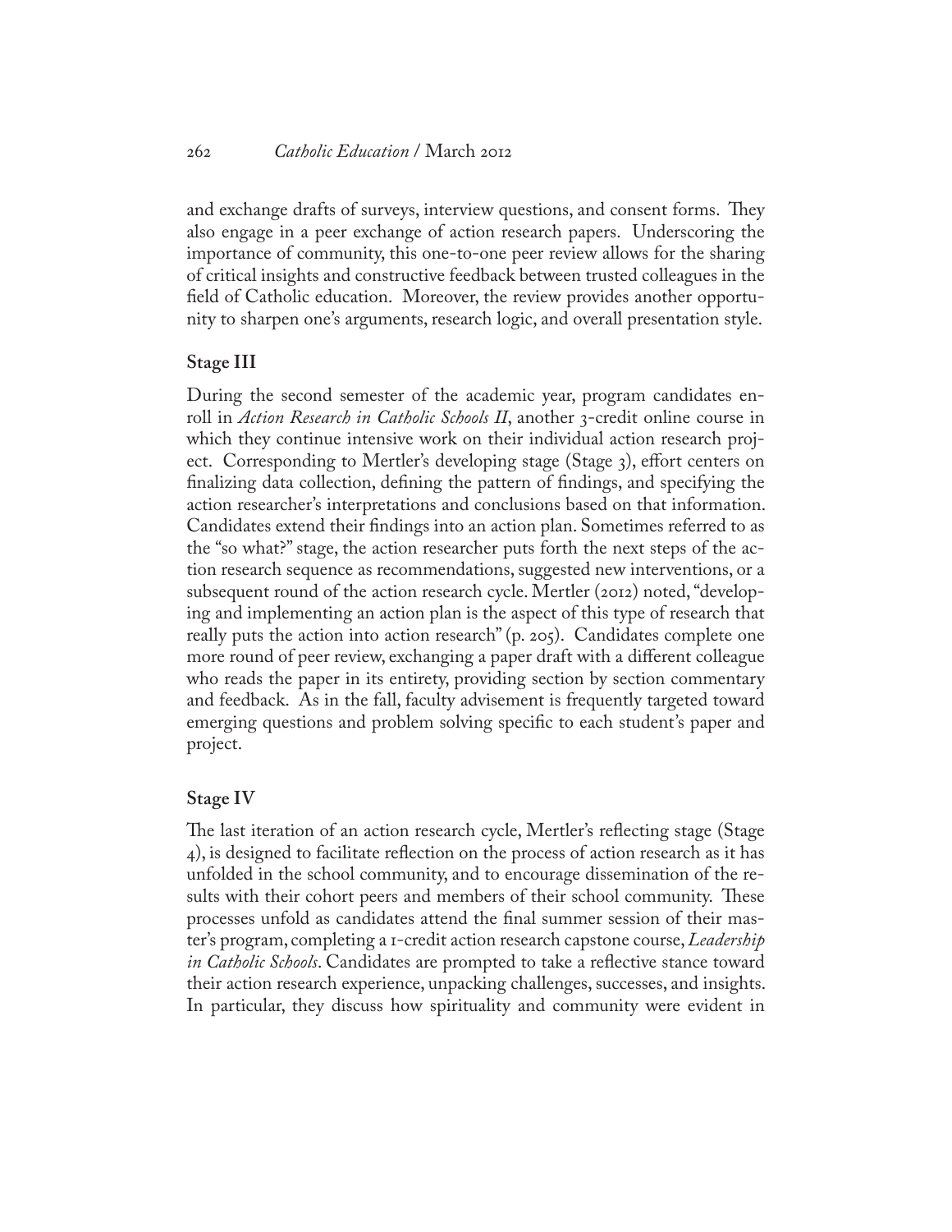and exchange drafts of surveys, interview questions, and consent forms. They also engage in a peer exchange of action research papers. Underscoring the importance of community, this one-to-one peer review allows for the sharing of critical insights and constructive feedback between trusted colleagues in the field of Catholic education. Moreover, the review provides another opportunity to sharpen one's arguments, research logic, and overall presentation style.

### Stage III

During the second semester of the academic year, program candidates enroll in *Action Research in Catholic Schools II*, another 3-credit online course in which they continue intensive work on their individual action research project. Corresponding to Mertler's developing stage (Stage 3), effort centers on finalizing data collection, defining the pattern of findings, and specifying the action researcher's interpretations and conclusions based on that information. Candidates extend their findings into an action plan. Sometimes referred to as the "so what?" stage, the action researcher puts forth the next steps of the action research sequence as recommendations, suggested new interventions, or a subsequent round of the action research cycle. Mertler (2012) noted, "developing and implementing an action plan is the aspect of this type of research that really puts the action into action research" (p. 205). Candidates complete one more round of peer review, exchanging a paper draft with a different colleague who reads the paper in its entirety, providing section by section commentary and feedback. As in the fall, faculty advisement is frequently targeted toward emerging questions and problem solving specific to each student's paper and project.

### Stage IV

The last iteration of an action research cycle, Mertler's reflecting stage (Stage 4), is designed to facilitate reflection on the process of action research as it has unfolded in the school community, and to encourage dissemination of the results with their cohort peers and members of their school community. These processes unfold as candidates attend the final summer session of their master's program, completing a 1-credit action research capstone course, *Leadership in Catholic Schools*. Candidates are prompted to take a reflective stance toward their action research experience, unpacking challenges, successes, and insights. In particular, they discuss how spirituality and community were evident in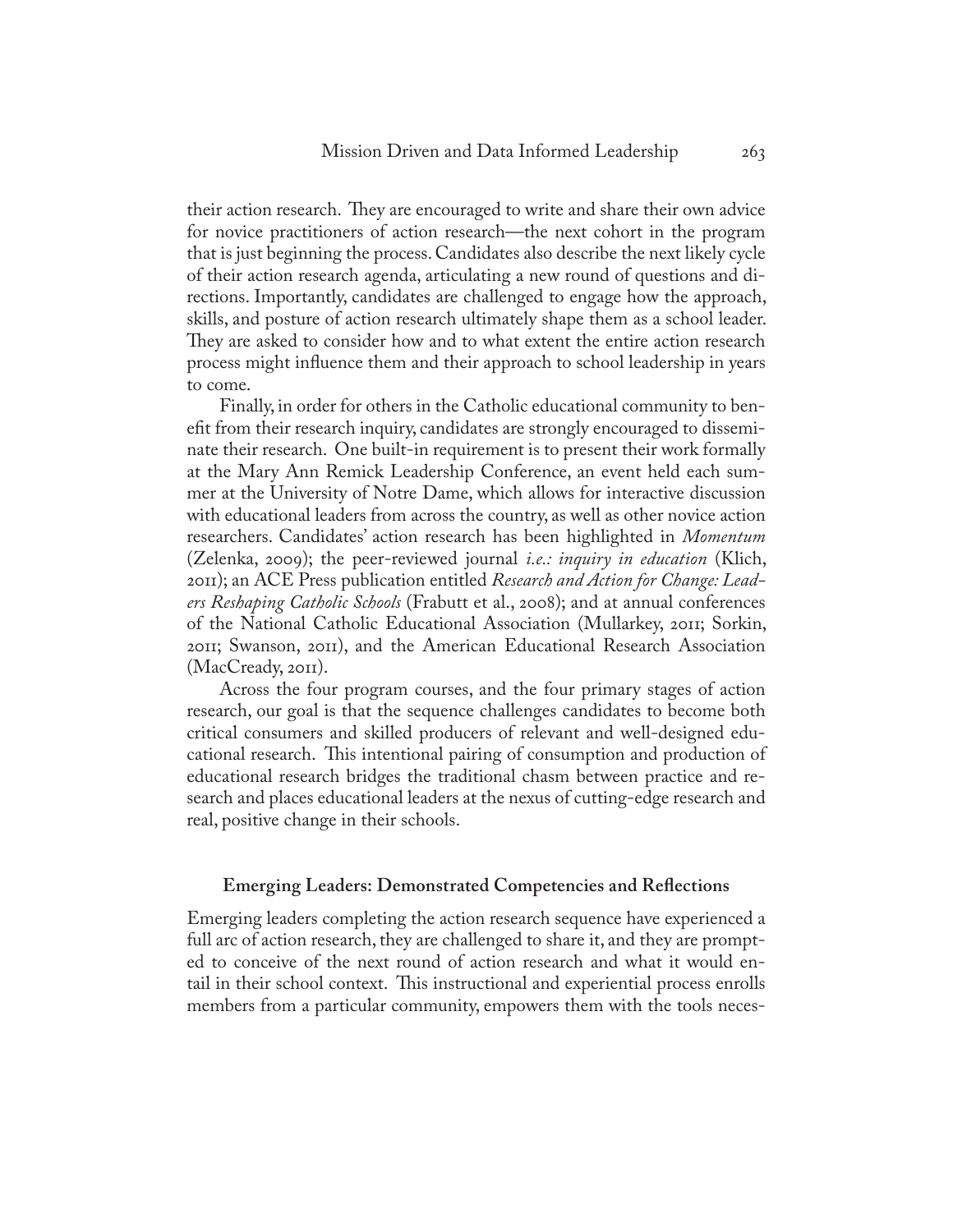their action research. They are encouraged to write and share their own advice for novice practitioners of action research—the next cohort in the program that is just beginning the process. Candidates also describe the next likely cycle of their action research agenda, articulating a new round of questions and directions. Importantly, candidates are challenged to engage how the approach, skills, and posture of action research ultimately shape them as a school leader. They are asked to consider how and to what extent the entire action research process might influence them and their approach to school leadership in years to come.

Finally, in order for others in the Catholic educational community to benefit from their research inquiry, candidates are strongly encouraged to disseminate their research. One built-in requirement is to present their work formally at the Mary Ann Remick Leadership Conference, an event held each summer at the University of Notre Dame, which allows for interactive discussion with educational leaders from across the country, as well as other novice action researchers. Candidates' action research has been highlighted in *Momentum* (Zelenka, 2009); the peer-reviewed journal *i.e.: inquiry in education* (Klich, 2011); an ACE Press publication entitled *Research and Action for Change: Leaders Reshaping Catholic Schools* (Frabutt et al., 2008); and at annual conferences of the National Catholic Educational Association (Mullarkey, 2011; Sorkin, 2011; Swanson, 2011), and the American Educational Research Association (MacCready, 2011).

Across the four program courses, and the four primary stages of action research, our goal is that the sequence challenges candidates to become both critical consumers and skilled producers of relevant and well-designed educational research. This intentional pairing of consumption and production of educational research bridges the traditional chasm between practice and research and places educational leaders at the nexus of cutting-edge research and real, positive change in their schools.

## Emerging Leaders: Demonstrated Competencies and Reflections

Emerging leaders completing the action research sequence have experienced a full arc of action research, they are challenged to share it, and they are prompted to conceive of the next round of action research and what it would entail in their school context. This instructional and experiential process enrolls members from a particular community, empowers them with the tools neces-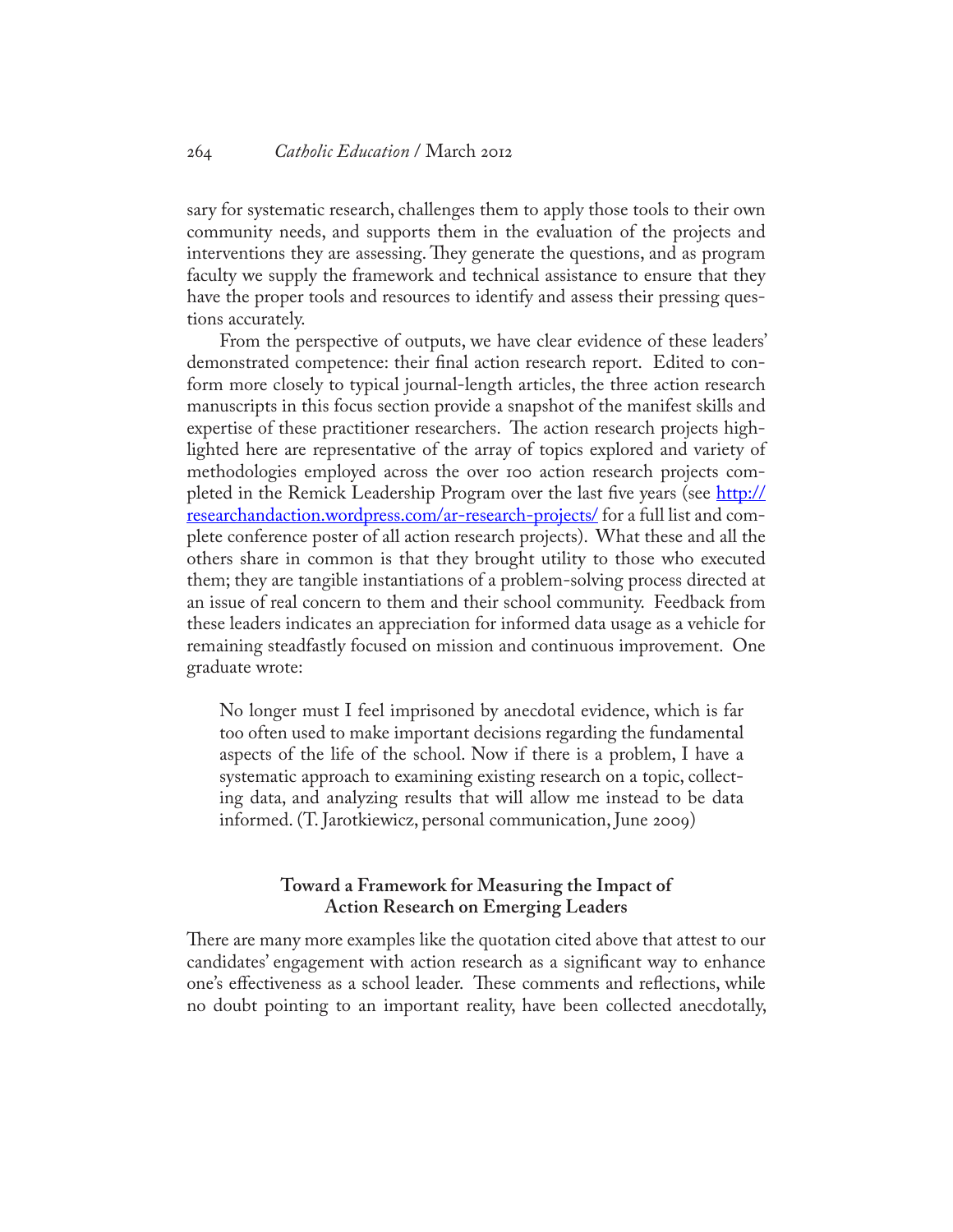sary for systematic research, challenges them to apply those tools to their own community needs, and supports them in the evaluation of the projects and interventions they are assessing. They generate the questions, and as program faculty we supply the framework and technical assistance to ensure that they have the proper tools and resources to identify and assess their pressing questions accurately.

From the perspective of outputs, we have clear evidence of these leaders' demonstrated competence: their final action research report. Edited to conform more closely to typical journal-length articles, the three action research manuscripts in this focus section provide a snapshot of the manifest skills and expertise of these practitioner researchers. The action research projects highlighted here are representative of the array of topics explored and variety of methodologies employed across the over 100 action research projects completed in the Remick Leadership Program over the last five years (see [http://researchandaction.wordpress.com/ar-research-projects/](http://researchandaction.wordpress.com/ar-research-projects/) for a full list and complete conference poster of all action research projects). What these and all the others share in common is that they brought utility to those who executed them; they are tangible instantiations of a problem-solving process directed at an issue of real concern to them and their school community. Feedback from these leaders indicates an appreciation for informed data usage as a vehicle for remaining steadfastly focused on mission and continuous improvement. One graduate wrote:

> No longer must I feel imprisoned by anecdotal evidence, which is far too often used to make important decisions regarding the fundamental aspects of the life of the school. Now if there is a problem, I have a systematic approach to examining existing research on a topic, collecting data, and analyzing results that will allow me instead to be data informed. (T. Jarotkiewicz, personal communication, June 2009)

## Toward a Framework for Measuring the Impact of Action Research on Emerging Leaders

There are many more examples like the quotation cited above that attest to our candidates' engagement with action research as a significant way to enhance one's effectiveness as a school leader. These comments and reflections, while no doubt pointing to an important reality, have been collected anecdotally,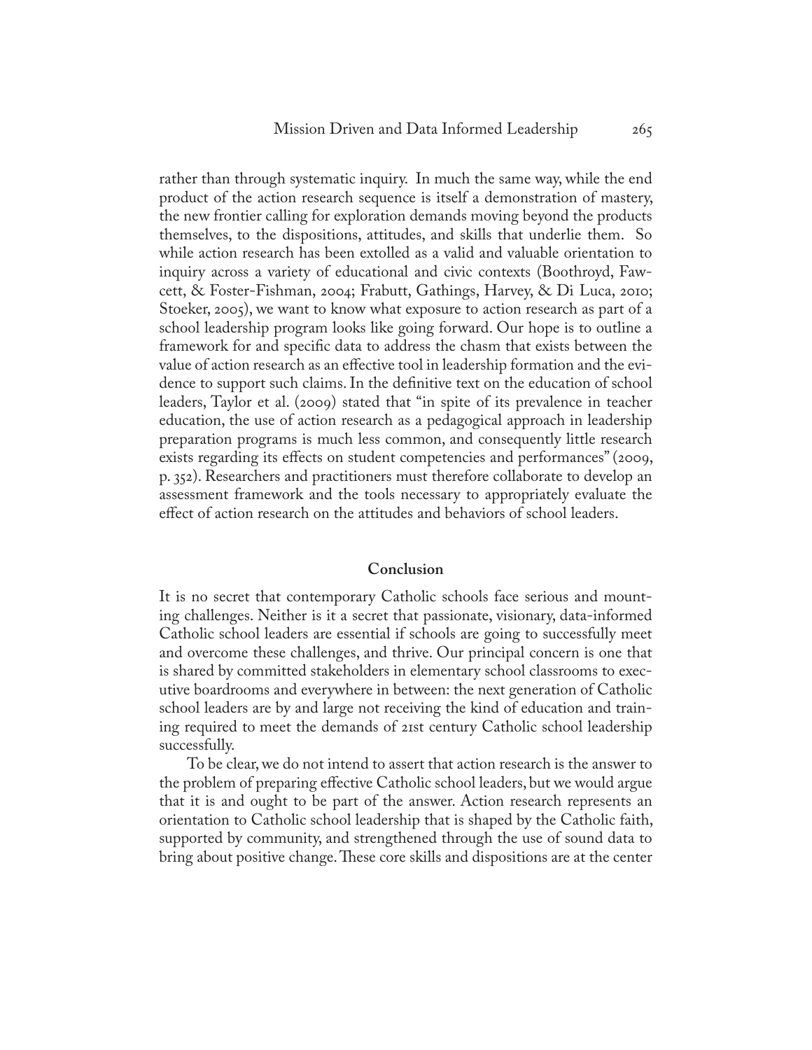rather than through systematic inquiry. In much the same way, while the end product of the action research sequence is itself a demonstration of mastery, the new frontier calling for exploration demands moving beyond the products themselves, to the dispositions, attitudes, and skills that underlie them. So while action research has been extolled as a valid and valuable orientation to inquiry across a variety of educational and civic contexts (Boothroyd, Fawcett, & Foster-Fishman, 2004; Frabutt, Gathings, Harvey, & Di Luca, 2010; Stoeker, 2005), we want to know what exposure to action research as part of a school leadership program looks like going forward. Our hope is to outline a framework for and specific data to address the chasm that exists between the value of action research as an effective tool in leadership formation and the evidence to support such claims. In the definitive text on the education of school leaders, Taylor et al. (2009) stated that "in spite of its prevalence in teacher education, the use of action research as a pedagogical approach in leadership preparation programs is much less common, and consequently little research exists regarding its effects on student competencies and performances" (2009, p. 352). Researchers and practitioners must therefore collaborate to develop an assessment framework and the tools necessary to appropriately evaluate the effect of action research on the attitudes and behaviors of school leaders.

## Conclusion

It is no secret that contemporary Catholic schools face serious and mounting challenges. Neither is it a secret that passionate, visionary, data-informed Catholic school leaders are essential if schools are going to successfully meet and overcome these challenges, and thrive. Our principal concern is one that is shared by committed stakeholders in elementary school classrooms to executive boardrooms and everywhere in between: the next generation of Catholic school leaders are by and large not receiving the kind of education and training required to meet the demands of 21st century Catholic school leadership successfully.

To be clear, we do not intend to assert that action research is the answer to the problem of preparing effective Catholic school leaders, but we would argue that it is and ought to be part of the answer. Action research represents an orientation to Catholic school leadership that is shaped by the Catholic faith, supported by community, and strengthened through the use of sound data to bring about positive change. These core skills and dispositions are at the center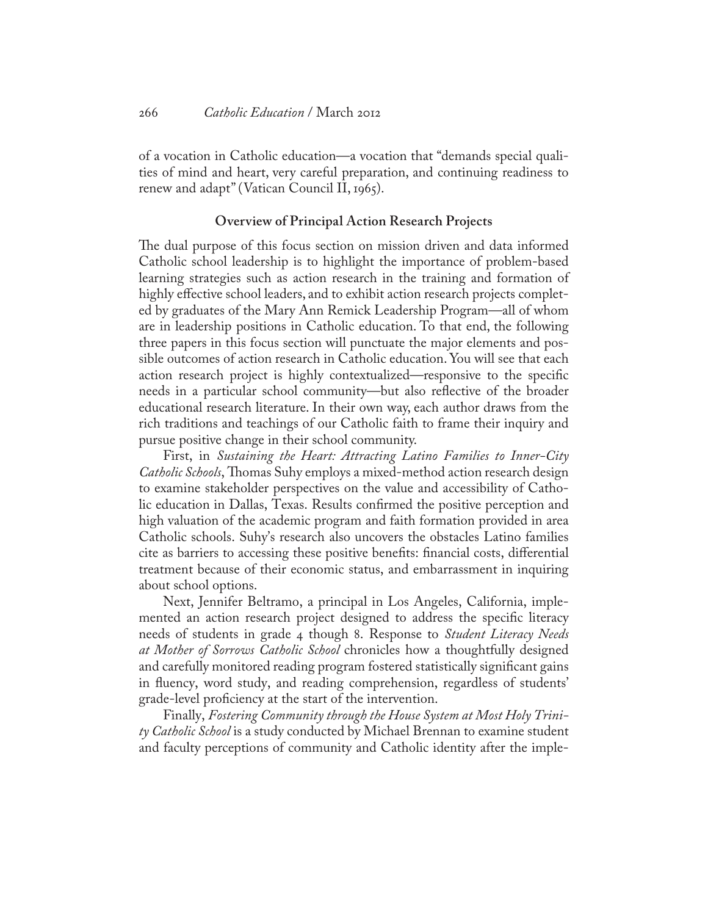of a vocation in Catholic education—a vocation that "demands special qualities of mind and heart, very careful preparation, and continuing readiness to renew and adapt" (Vatican Council II, 1965).

## Overview of Principal Action Research Projects

The dual purpose of this focus section on mission driven and data informed Catholic school leadership is to highlight the importance of problem-based learning strategies such as action research in the training and formation of highly effective school leaders, and to exhibit action research projects completed by graduates of the Mary Ann Remick Leadership Program—all of whom are in leadership positions in Catholic education. To that end, the following three papers in this focus section will punctuate the major elements and possible outcomes of action research in Catholic education. You will see that each action research project is highly contextualized—responsive to the specific needs in a particular school community—but also reflective of the broader educational research literature. In their own way, each author draws from the rich traditions and teachings of our Catholic faith to frame their inquiry and pursue positive change in their school community.

First, in *Sustaining the Heart: Attracting Latino Families to Inner-City Catholic Schools*, Thomas Suhy employs a mixed-method action research design to examine stakeholder perspectives on the value and accessibility of Catholic education in Dallas, Texas. Results confirmed the positive perception and high valuation of the academic program and faith formation provided in area Catholic schools. Suhy's research also uncovers the obstacles Latino families cite as barriers to accessing these positive benefits: financial costs, differential treatment because of their economic status, and embarrassment in inquiring about school options.

Next, Jennifer Beltramo, a principal in Los Angeles, California, implemented an action research project designed to address the specific literacy needs of students in grade 4 though 8. Response to *Student Literacy Needs at Mother of Sorrows Catholic School* chronicles how a thoughtfully designed and carefully monitored reading program fostered statistically significant gains in fluency, word study, and reading comprehension, regardless of students' grade-level proficiency at the start of the intervention.

Finally, *Fostering Community through the House System at Most Holy Trinity Catholic School* is a study conducted by Michael Brennan to examine student and faculty perceptions of community and Catholic identity after the imple-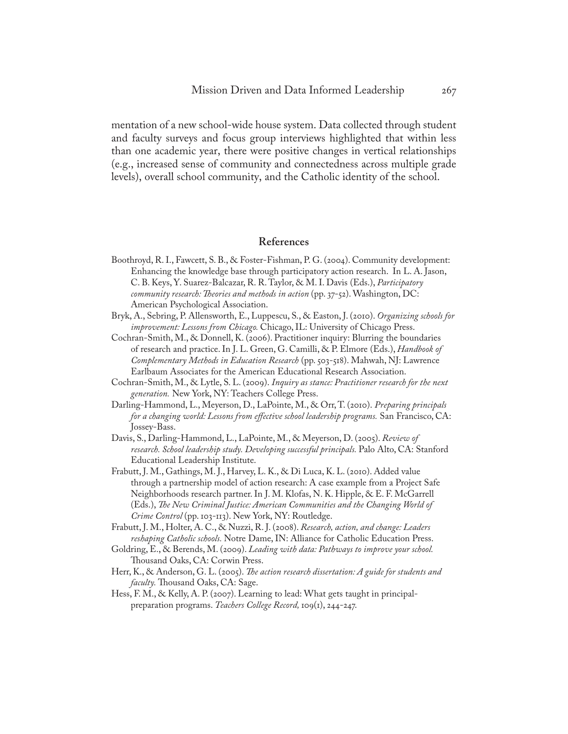mentation of a new school-wide house system. Data collected through student and faculty surveys and focus group interviews highlighted that within less than one academic year, there were positive changes in vertical relationships (e.g., increased sense of community and connectedness across multiple grade levels), overall school community, and the Catholic identity of the school.

## References

Boothroyd, R. I., Fawcett, S. B., & Foster-Fishman, P. G. (2004). Community development: Enhancing the knowledge base through participatory action research. In L. A. Jason, C. B. Keys, Y. Suarez-Balcazar, R. R. Taylor, & M. I. Davis (Eds.), *Participatory community research: Theories and methods in action* (pp. 37-52). Washington, DC: American Psychological Association.

Bryk, A., Sebring, P. Allensworth, E., Luppescu, S., & Easton, J. (2010). *Organizing schools for improvement: Lessons from Chicago.* Chicago, IL: University of Chicago Press.

Cochran-Smith, M., & Donnell, K. (2006). Practitioner inquiry: Blurring the boundaries of research and practice. In J. L. Green, G. Camilli, & P. Elmore (Eds.), *Handbook of Complementary Methods in Education Research* (pp. 503-518). Mahwah, NJ: Lawrence Earlbaum Associates for the American Educational Research Association.

Cochran-Smith, M., & Lytle, S. L. (2009). *Inquiry as stance: Practitioner research for the next generation.* New York, NY: Teachers College Press.

Darling-Hammond, L., Meyerson, D., LaPointe, M., & Orr, T. (2010). *Preparing principals for a changing world: Lessons from effective school leadership programs.* San Francisco, CA: Jossey-Bass.

Davis, S., Darling-Hammond, L., LaPointe, M., & Meyerson, D. (2005). *Review of research. School leadership study. Developing successful principals.* Palo Alto, CA: Stanford Educational Leadership Institute.

Frabutt, J. M., Gathings, M. J., Harvey, L. K., & Di Luca, K. L. (2010). Added value through a partnership model of action research: A case example from a Project Safe Neighborhoods research partner. In J. M. Klofas, N. K. Hipple, & E. F. McGarrell (Eds.), *The New Criminal Justice: American Communities and the Changing World of Crime Control* (pp. 103-113). New York, NY: Routledge.

Frabutt, J. M., Holter, A. C., & Nuzzi, R. J. (2008). *Research, action, and change: Leaders reshaping Catholic schools.* Notre Dame, IN: Alliance for Catholic Education Press.

Goldring, E., & Berends, M. (2009). *Leading with data: Pathways to improve your school.* Thousand Oaks, CA: Corwin Press.

Herr, K., & Anderson, G. L. (2005). *The action research dissertation: A guide for students and faculty.* Thousand Oaks, CA: Sage.

Hess, F. M., & Kelly, A. P. (2007). Learning to lead: What gets taught in principal-preparation programs. *Teachers College Record,* 109(1), 244-247.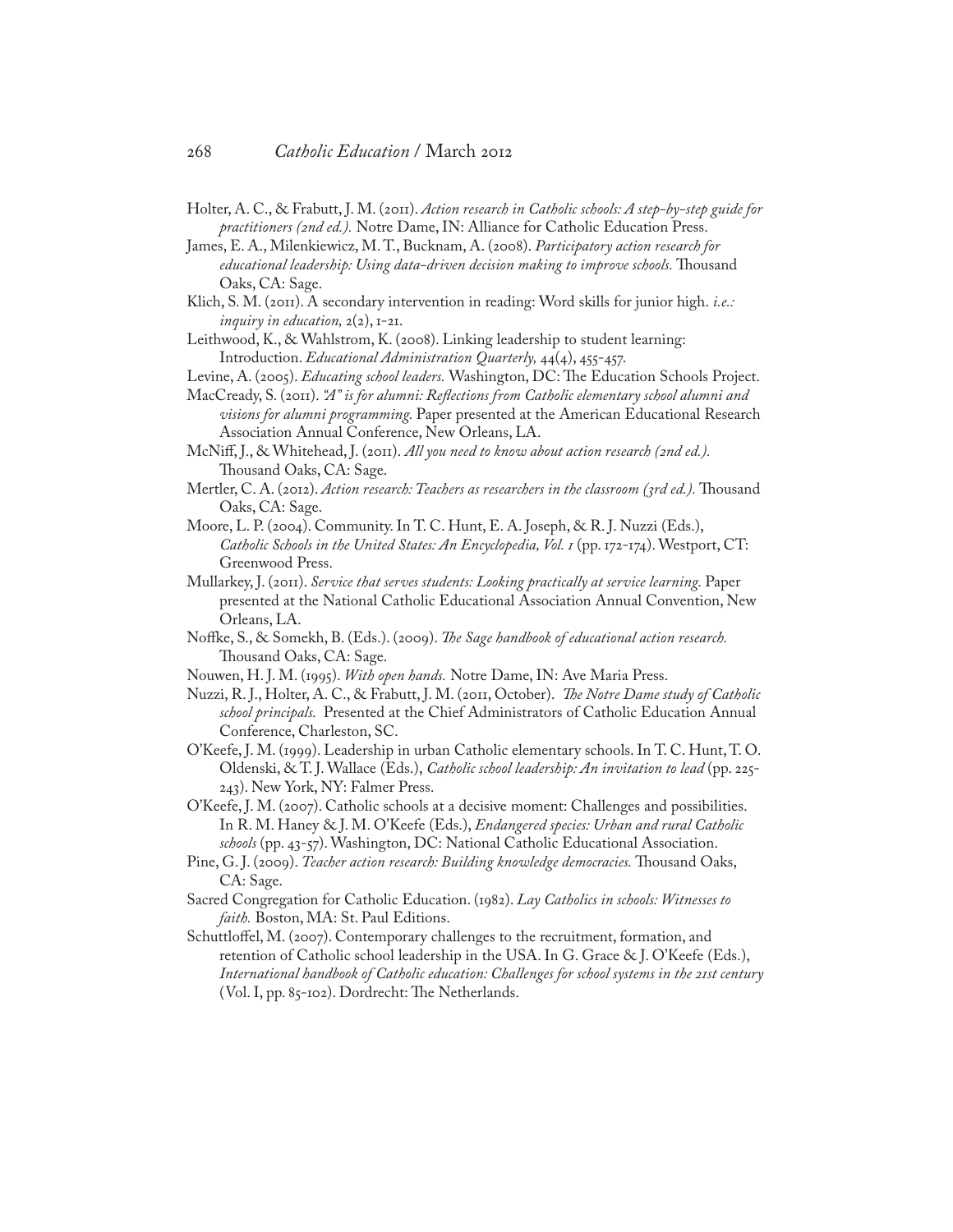Holter, A. C., & Frabutt, J. M. (2011). *Action research in Catholic schools: A step-by-step guide for practitioners (2nd ed.).* Notre Dame, IN: Alliance for Catholic Education Press.

James, E. A., Milenkiewicz, M. T., Bucknam, A. (2008). *Participatory action research for educational leadership: Using data-driven decision making to improve schools.* Thousand Oaks, CA: Sage.

Klich, S. M. (2011). A secondary intervention in reading: Word skills for junior high. *i.e.: inquiry in education,* 2(2), 1-21.

Leithwood, K., & Wahlstrom, K. (2008). Linking leadership to student learning: Introduction. *Educational Administration Quarterly,* 44(4), 455-457.

Levine, A. (2005). *Educating school leaders.* Washington, DC: The Education Schools Project.

MacCready, S. (2011). *"A" is for alumni: Reflections from Catholic elementary school alumni and visions for alumni programming.* Paper presented at the American Educational Research Association Annual Conference, New Orleans, LA.

McNiff, J., & Whitehead, J. (2011). *All you need to know about action research (2nd ed.).* Thousand Oaks, CA: Sage.

Mertler, C. A. (2012). *Action research: Teachers as researchers in the classroom (3rd ed.).* Thousand Oaks, CA: Sage.

Moore, L. P. (2004). Community. In T. C. Hunt, E. A. Joseph, & R. J. Nuzzi (Eds.), *Catholic Schools in the United States: An Encyclopedia, Vol. 1* (pp. 172-174). Westport, CT: Greenwood Press.

Mullarkey, J. (2011). *Service that serves students: Looking practically at service learning.* Paper presented at the National Catholic Educational Association Annual Convention, New Orleans, LA.

Noffke, S., & Somekh, B. (Eds.). (2009). *The Sage handbook of educational action research.* Thousand Oaks, CA: Sage.

Nouwen, H. J. M. (1995). *With open hands.* Notre Dame, IN: Ave Maria Press.

Nuzzi, R. J., Holter, A. C., & Frabutt, J. M. (2011, October). *The Notre Dame study of Catholic school principals.* Presented at the Chief Administrators of Catholic Education Annual Conference, Charleston, SC.

O'Keefe, J. M. (1999). Leadership in urban Catholic elementary schools. In T. C. Hunt, T. O. Oldenski, & T. J. Wallace (Eds.), *Catholic school leadership: An invitation to lead* (pp. 225-243). New York, NY: Falmer Press.

O'Keefe, J. M. (2007). Catholic schools at a decisive moment: Challenges and possibilities. In R. M. Haney & J. M. O'Keefe (Eds.), *Endangered species: Urban and rural Catholic schools* (pp. 43-57). Washington, DC: National Catholic Educational Association.

Pine, G. J. (2009). *Teacher action research: Building knowledge democracies.* Thousand Oaks, CA: Sage.

Sacred Congregation for Catholic Education. (1982). *Lay Catholics in schools: Witnesses to faith.* Boston, MA: St. Paul Editions.

Schuttloffel, M. (2007). Contemporary challenges to the recruitment, formation, and retention of Catholic school leadership in the USA. In G. Grace & J. O'Keefe (Eds.), *International handbook of Catholic education: Challenges for school systems in the 21st century* (Vol. I, pp. 85-102). Dordrecht: The Netherlands.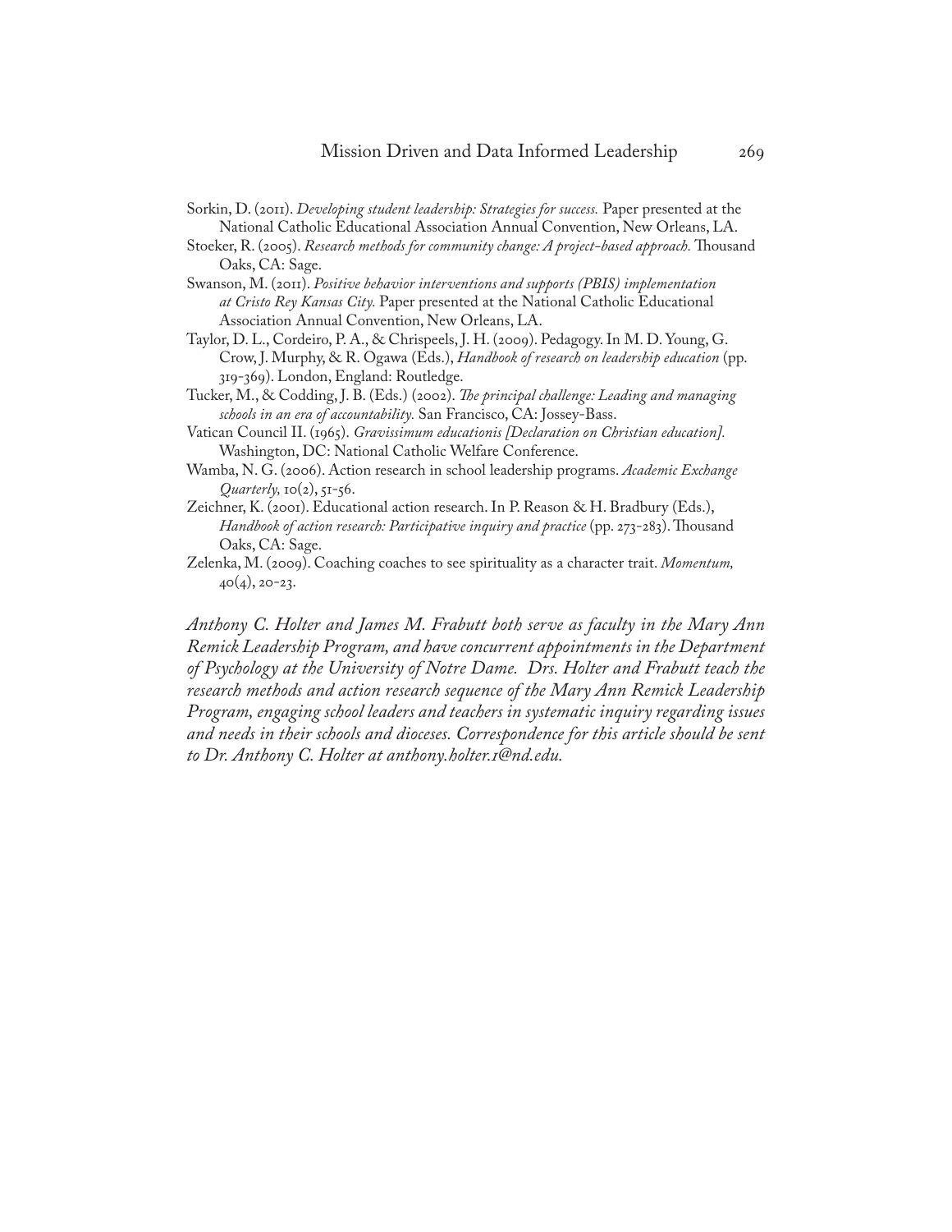Sorkin, D. (2011). *Developing student leadership: Strategies for success.* Paper presented at the National Catholic Educational Association Annual Convention, New Orleans, LA.

Stoeker, R. (2005). *Research methods for community change: A project-based approach.* Thousand Oaks, CA: Sage.

Swanson, M. (2011). *Positive behavior interventions and supports (PBIS) implementation at Cristo Rey Kansas City.* Paper presented at the National Catholic Educational Association Annual Convention, New Orleans, LA.

Taylor, D. L., Cordeiro, P. A., & Chrispeels, J. H. (2009). Pedagogy. In M. D. Young, G. Crow, J. Murphy, & R. Ogawa (Eds.), *Handbook of research on leadership education* (pp. 319-369). London, England: Routledge.

Tucker, M., & Codding, J. B. (Eds.) (2002). *The principal challenge: Leading and managing schools in an era of accountability.* San Francisco, CA: Jossey-Bass.

Vatican Council II. (1965). *Gravissimum educationis [Declaration on Christian education].* Washington, DC: National Catholic Welfare Conference.

Wamba, N. G. (2006). Action research in school leadership programs. *Academic Exchange Quarterly,* 10(2), 51-56.

Zeichner, K. (2001). Educational action research. In P. Reason & H. Bradbury (Eds.), *Handbook of action research: Participative inquiry and practice* (pp. 273-283). Thousand Oaks, CA: Sage.

Zelenka, M. (2009). Coaching coaches to see spirituality as a character trait. *Momentum,* 40(4), 20-23.

*Anthony C. Holter and James M. Frabutt both serve as faculty in the Mary Ann Remick Leadership Program, and have concurrent appointments in the Department of Psychology at the University of Notre Dame. Drs. Holter and Frabutt teach the research methods and action research sequence of the Mary Ann Remick Leadership Program, engaging school leaders and teachers in systematic inquiry regarding issues and needs in their schools and dioceses. Correspondence for this article should be sent to Dr. Anthony C. Holter at anthony.holter.1@nd.edu.*